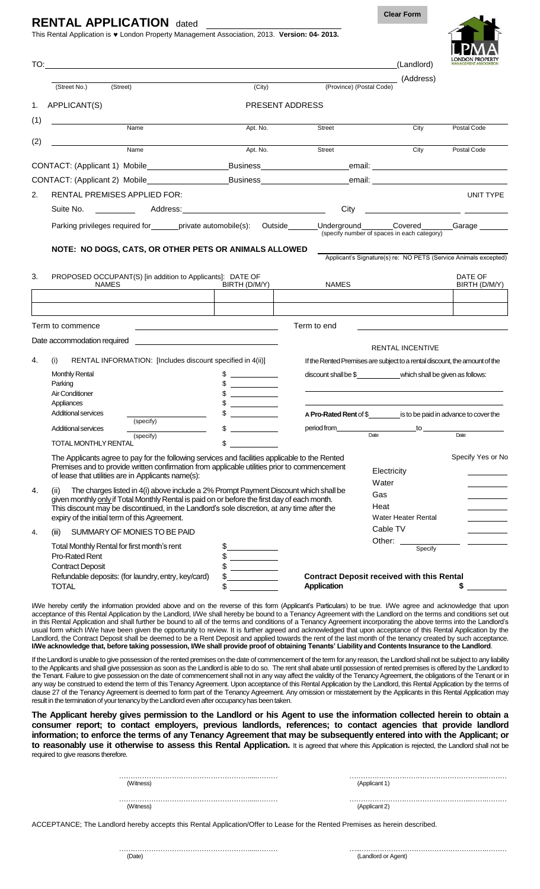# RENTAL APPLICATION dated ____________________

This Rental Application is ♥ London Property Management Association, 2013. **Version: 04- 2013.**

Clear Form

TO: ______________________________________________ (Landlord)

______________________________________________ (Address)
(Street No.) (Street) (City) (Province) (Postal Code)

1. APPLICANT(S) PRESENT ADDRESS

| | Name | Apt. No. | Street | City | Postal Code |
|---|---|---|---|---|---|
| (1) | | | | | |
| (2) | | | | | |

CONTACT: (Applicant 1) Mobile______________ Business______________ email: ______________

CONTACT: (Applicant 2) Mobile______________ Business______________ email: ______________

2. RENTAL PREMISES APPLIED FOR: UNIT TYPE

Suite No. ________ Address: ______________________ City ______________ ________

Parking privileges required for______private automobile(s): Outside______ Underground______ Covered______ Garage ______
(specify number of spaces in each category)

**NOTE: NO DOGS, CATS, OR OTHER PETS OR ANIMALS ALLOWED** ______________________
Applicant's Signature(s) re: NO PETS (Service Animals excepted)

3. PROPOSED OCCUPANT(S) [in addition to Applicants]:

| NAMES | DATE OF BIRTH (D/M/Y) | NAMES | DATE OF BIRTH (D/M/Y) |
|---|---|---|---|
| | | | |
| | | | |

Term to commence ______________________ Term to end ______________________

Date accommodation required ______________________

4. (i) RENTAL INFORMATION: [Includes discount specified in 4(ii)]

| | |
|---|---|
| Monthly Rental | $ |
| Parking | $ |
| Air Conditioner | $ |
| Appliances | $ |
| Additional services ________ (specify) | $ |
| Additional services ________ (specify) | $ |
| TOTAL MONTHLY RENTAL | $ |

RENTAL INCENTIVE

If the Rented Premises are subject to a rental discount, the amount of the discount shall be $__________ which shall be given as follows:

______________________________________________

______________________________________________

**A Pro-Rated Rent** of $________ is to be paid in advance to cover the period from__________ (Date) to __________ (Date)

The Applicants agree to pay for the following services and facilities applicable to the Rented Premises and to provide written confirmation from applicable utilities prior to commencement of lease that utilities are in Applicants name(s):

| | Specify Yes or No |
|---|---|
| Electricity | |
| Water | |
| Gas | |
| Heat | |
| Water Heater Rental | |
| Cable TV | |
| Other: ________ (Specify) | |

4. (ii) The charges listed in 4(i) above include a 2% Prompt Payment Discount which shall be given monthly only if Total Monthly Rental is paid on or before the first day of each month. This discount may be discontinued, in the Landlord's sole discretion, at any time after the expiry of the initial term of this Agreement.

4. (iii) SUMMARY OF MONIES TO BE PAID

| | |
|---|---|
| Total Monthly Rental for first month's rent | $ |
| Pro-Rated Rent | $ |
| Contract Deposit | $ |
| Refundable deposits: (for laundry, entry, key/card) | $ |
| TOTAL | $ |

**Contract Deposit received with this Rental Application** $ ________

I/We hereby certify the information provided above and on the reverse of this form (Applicant's Particulars) to be true. I/We agree and acknowledge that upon acceptance of this Rental Application by the Landlord, I/We shall hereby be bound to a Tenancy Agreement with the Landlord on the terms and conditions set out in this Rental Application and shall further be bound to all of the terms and conditions of a Tenancy Agreement incorporating the above terms into the Landlord's usual form which I/We have been given the opportunity to review. It is further agreed and acknowledged that upon acceptance of this Rental Application by the Landlord, the Contract Deposit shall be deemed to be a Rent Deposit and applied towards the rent of the last month of the tenancy created by such acceptance. **I/We acknowledge that, before taking possession, I/We shall provide proof of obtaining Tenants' Liability and Contents Insurance to the Landlord**.

If the Landlord is unable to give possession of the rented premises on the date of commencement of the term for any reason, the Landlord shall not be subject to any liability to the Applicants and shall give possession as soon as the Landlord is able to do so. The rent shall abate until possession of rented premises is offered by the Landlord to the Tenant. Failure to give possession on the date of commencement shall not in any way affect the validity of the Tenancy Agreement, the obligations of the Tenant or in any way be construed to extend the term of this Tenancy Agreement. Upon acceptance of this Rental Application by the Landlord, this Rental Application by the terms of clause 27 of the Tenancy Agreement is deemed to form part of the Tenancy Agreement. Any omission or misstatement by the Applicants in this Rental Application may result in the termination of your tenancy by the Landlord even after occupancy has been taken.

**The Applicant hereby gives permission to the Landlord or his Agent to use the information collected herein to obtain a consumer report; to contact employers, previous landlords, references; to contact agencies that provide landlord information; to enforce the terms of any Tenancy Agreement that may be subsequently entered into with the Applicant; or to reasonably use it otherwise to assess this Rental Application.** It is agreed that where this Application is rejected, the Landlord shall not be required to give reasons therefore.

……………………………………… (Witness) ……………………………………… (Applicant 1)

……………………………………… (Witness) ……………………………………… (Applicant 2)

ACCEPTANCE; The Landlord hereby accepts this Rental Application/Offer to Lease for the Rented Premises as herein described.

……………………………………… (Date) ……………………………………… (Landlord or Agent)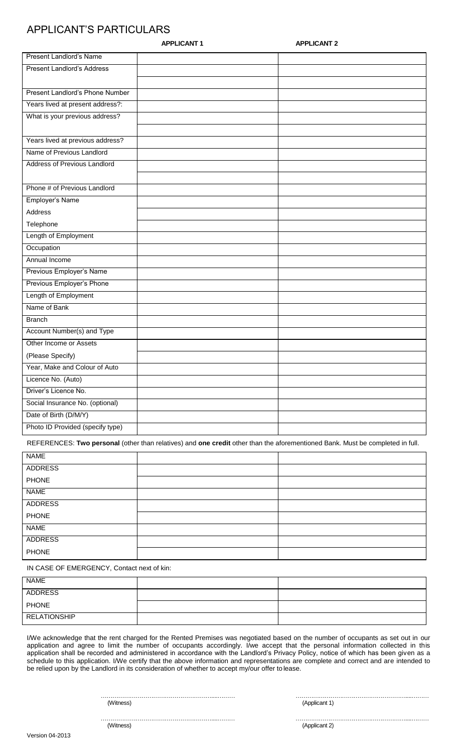# APPLICANT'S PARTICULARS

| | APPLICANT 1 | APPLICANT 2 |
|---|---|---|
| Present Landlord's Name | | |
| Present Landlord's Address | | |
| | | |
| Present Landlord's Phone Number | | |
| Years lived at present address?: | | |
| What is your previous address? | | |
| | | |
| Years lived at previous address? | | |
| Name of Previous Landlord | | |
| Address of Previous Landlord | | |
| | | |
| Phone # of Previous Landlord | | |
| Employer's Name | | |
| Address | | |
| Telephone | | |
| Length of Employment | | |
| Occupation | | |
| Annual Income | | |
| Previous Employer's Name | | |
| Previous Employer's Phone | | |
| Length of Employment | | |
| Name of Bank | | |
| Branch | | |
| Account Number(s) and Type | | |
| Other Income or Assets | | |
| (Please Specify) | | |
| Year, Make and Colour of Auto | | |
| Licence No. (Auto) | | |
| Driver's Licence No. | | |
| Social Insurance No. (optional) | | |
| Date of Birth (D/M/Y) | | |
| Photo ID Provided (specify type) | | |

REFERENCES: **Two personal** (other than relatives) and **one credit** other than the aforementioned Bank. Must be completed in full.

| | | |
|---|---|---|
| NAME | | |
| ADDRESS | | |
| PHONE | | |
| NAME | | |
| ADDRESS | | |
| PHONE | | |
| NAME | | |
| ADDRESS | | |
| PHONE | | |

IN CASE OF EMERGENCY, Contact next of kin:

| | | |
|---|---|---|
| NAME | | |
| ADDRESS | | |
| PHONE | | |
| RELATIONSHIP | | |

I/We acknowledge that the rent charged for the Rented Premises was negotiated based on the number of occupants as set out in our application and agree to limit the number of occupants accordingly. I/we accept that the personal information collected in this application shall be recorded and administered in accordance with the Landlord's Privacy Policy, notice of which has been given as a schedule to this application. I/We certify that the above information and representations are complete and correct and are intended to be relied upon by the Landlord in its consideration of whether to accept my/our offer to lease.

………………………………………………………… (Witness) ………………………………………………………… (Applicant 1)

………………………………………………………… (Witness) ………………………………………………………… (Applicant 2)

Version 04-2013